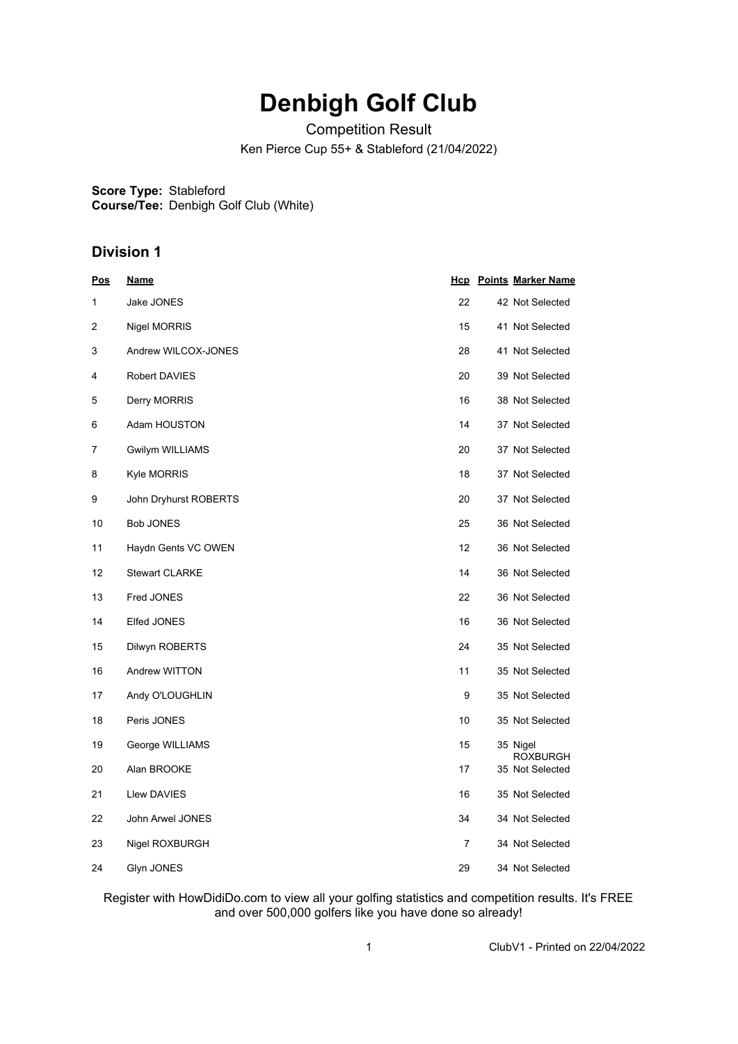# Denbigh Golf Club

Competition Result

Ken Pierce Cup 55+ & Stableford (21/04/2022)

**Score Type:** Stableford
**Course/Tee:** Denbigh Golf Club (White)

## Division 1

| Pos | Name | Hcp | Points | Marker Name |
|---|---|---|---|---|
| 1 | Jake JONES | 22 | 42 | Not Selected |
| 2 | Nigel MORRIS | 15 | 41 | Not Selected |
| 3 | Andrew WILCOX-JONES | 28 | 41 | Not Selected |
| 4 | Robert DAVIES | 20 | 39 | Not Selected |
| 5 | Derry MORRIS | 16 | 38 | Not Selected |
| 6 | Adam HOUSTON | 14 | 37 | Not Selected |
| 7 | Gwilym WILLIAMS | 20 | 37 | Not Selected |
| 8 | Kyle MORRIS | 18 | 37 | Not Selected |
| 9 | John Dryhurst ROBERTS | 20 | 37 | Not Selected |
| 10 | Bob JONES | 25 | 36 | Not Selected |
| 11 | Haydn Gents VC OWEN | 12 | 36 | Not Selected |
| 12 | Stewart CLARKE | 14 | 36 | Not Selected |
| 13 | Fred JONES | 22 | 36 | Not Selected |
| 14 | Elfed JONES | 16 | 36 | Not Selected |
| 15 | Dilwyn ROBERTS | 24 | 35 | Not Selected |
| 16 | Andrew WITTON | 11 | 35 | Not Selected |
| 17 | Andy O'LOUGHLIN | 9 | 35 | Not Selected |
| 18 | Peris JONES | 10 | 35 | Not Selected |
| 19 | George WILLIAMS | 15 | 35 | Nigel ROXBURGH |
| 20 | Alan BROOKE | 17 | 35 | Not Selected |
| 21 | Llew DAVIES | 16 | 35 | Not Selected |
| 22 | John Arwel JONES | 34 | 34 | Not Selected |
| 23 | Nigel ROXBURGH | 7 | 34 | Not Selected |
| 24 | Glyn JONES | 29 | 34 | Not Selected |

Register with HowDidiDo.com to view all your golfing statistics and competition results. It's FREE and over 500,000 golfers like you have done so already!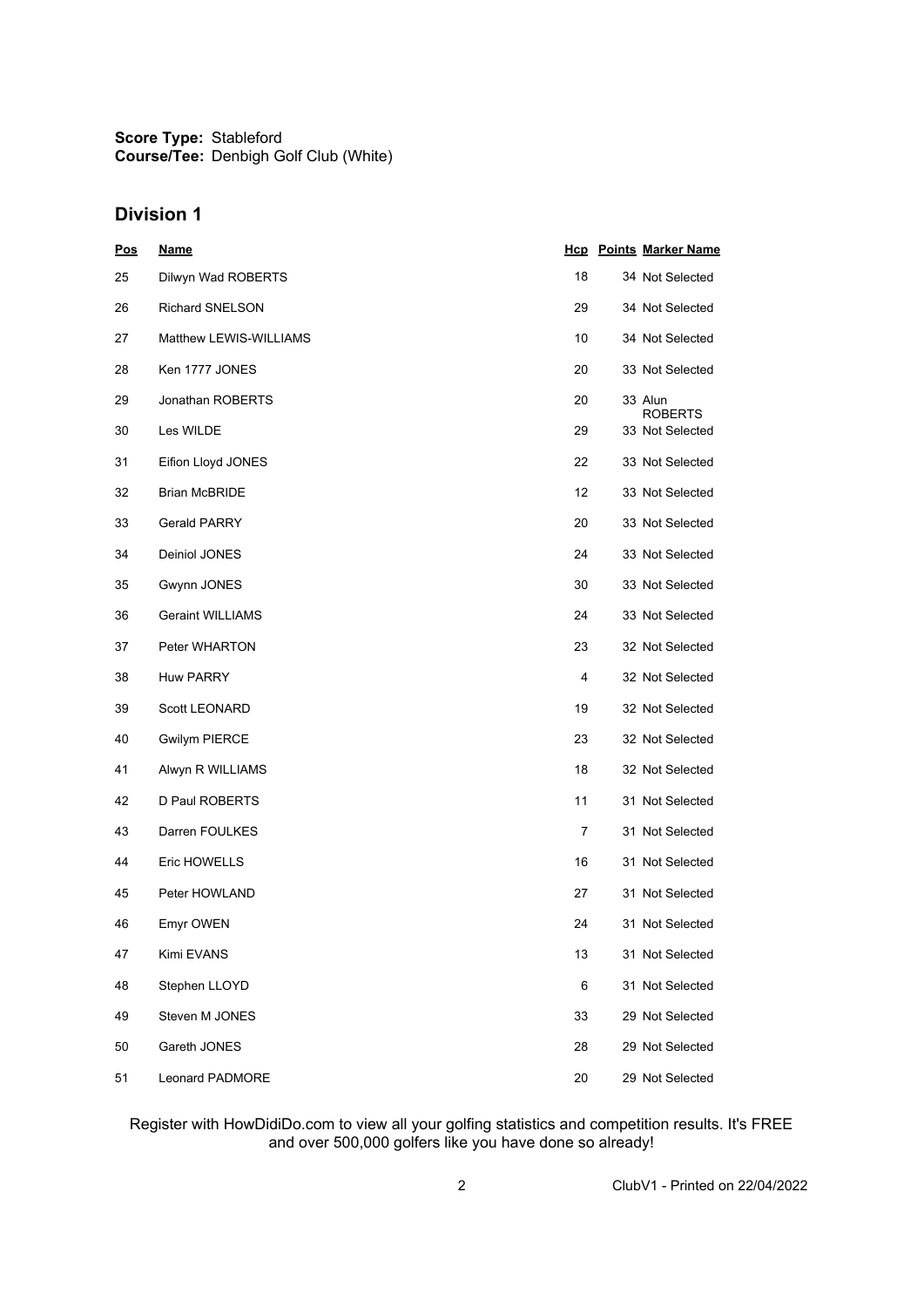**Score Type:** Stableford
**Course/Tee:** Denbigh Golf Club (White)

## Division 1

| Pos | Name | Hcp | Points | Marker Name |
|---|---|---|---|---|
| 25 | Dilwyn Wad ROBERTS | 18 | 34 | Not Selected |
| 26 | Richard SNELSON | 29 | 34 | Not Selected |
| 27 | Matthew LEWIS-WILLIAMS | 10 | 34 | Not Selected |
| 28 | Ken 1777 JONES | 20 | 33 | Not Selected |
| 29 | Jonathan ROBERTS | 20 | 33 | Alun ROBERTS |
| 30 | Les WILDE | 29 | 33 | Not Selected |
| 31 | Eifion Lloyd JONES | 22 | 33 | Not Selected |
| 32 | Brian McBRIDE | 12 | 33 | Not Selected |
| 33 | Gerald PARRY | 20 | 33 | Not Selected |
| 34 | Deiniol JONES | 24 | 33 | Not Selected |
| 35 | Gwynn JONES | 30 | 33 | Not Selected |
| 36 | Geraint WILLIAMS | 24 | 33 | Not Selected |
| 37 | Peter WHARTON | 23 | 32 | Not Selected |
| 38 | Huw PARRY | 4 | 32 | Not Selected |
| 39 | Scott LEONARD | 19 | 32 | Not Selected |
| 40 | Gwilym PIERCE | 23 | 32 | Not Selected |
| 41 | Alwyn R WILLIAMS | 18 | 32 | Not Selected |
| 42 | D Paul ROBERTS | 11 | 31 | Not Selected |
| 43 | Darren FOULKES | 7 | 31 | Not Selected |
| 44 | Eric HOWELLS | 16 | 31 | Not Selected |
| 45 | Peter HOWLAND | 27 | 31 | Not Selected |
| 46 | Emyr OWEN | 24 | 31 | Not Selected |
| 47 | Kimi EVANS | 13 | 31 | Not Selected |
| 48 | Stephen LLOYD | 6 | 31 | Not Selected |
| 49 | Steven M JONES | 33 | 29 | Not Selected |
| 50 | Gareth JONES | 28 | 29 | Not Selected |
| 51 | Leonard PADMORE | 20 | 29 | Not Selected |

Register with HowDidiDo.com to view all your golfing statistics and competition results. It's FREE and over 500,000 golfers like you have done so already!

ClubV1 - Printed on 22/04/2022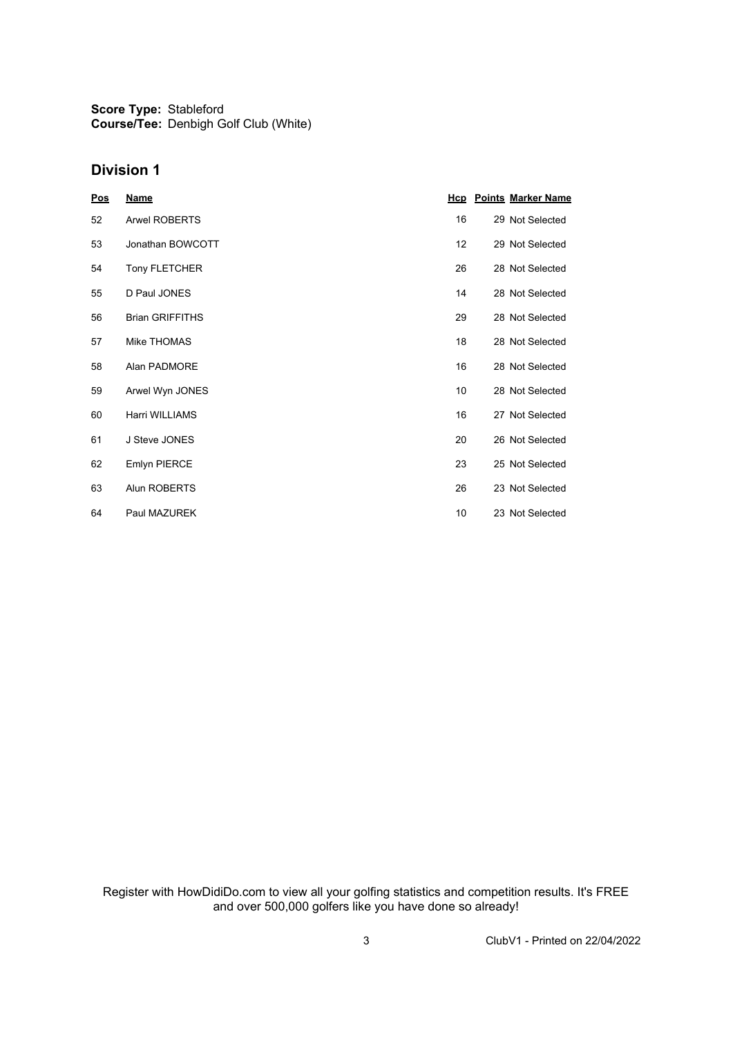**Score Type:** Stableford
**Course/Tee:** Denbigh Golf Club (White)

## Division 1

| Pos | Name | Hcp | Points | Marker Name |
|---|---|---|---|---|
| 52 | Arwel ROBERTS | 16 | 29 | Not Selected |
| 53 | Jonathan BOWCOTT | 12 | 29 | Not Selected |
| 54 | Tony FLETCHER | 26 | 28 | Not Selected |
| 55 | D Paul JONES | 14 | 28 | Not Selected |
| 56 | Brian GRIFFITHS | 29 | 28 | Not Selected |
| 57 | Mike THOMAS | 18 | 28 | Not Selected |
| 58 | Alan PADMORE | 16 | 28 | Not Selected |
| 59 | Arwel Wyn JONES | 10 | 28 | Not Selected |
| 60 | Harri WILLIAMS | 16 | 27 | Not Selected |
| 61 | J Steve JONES | 20 | 26 | Not Selected |
| 62 | Emlyn PIERCE | 23 | 25 | Not Selected |
| 63 | Alun ROBERTS | 26 | 23 | Not Selected |
| 64 | Paul MAZUREK | 10 | 23 | Not Selected |

Register with HowDidiDo.com to view all your golfing statistics and competition results. It's FREE and over 500,000 golfers like you have done so already!

ClubV1 - Printed on 22/04/2022